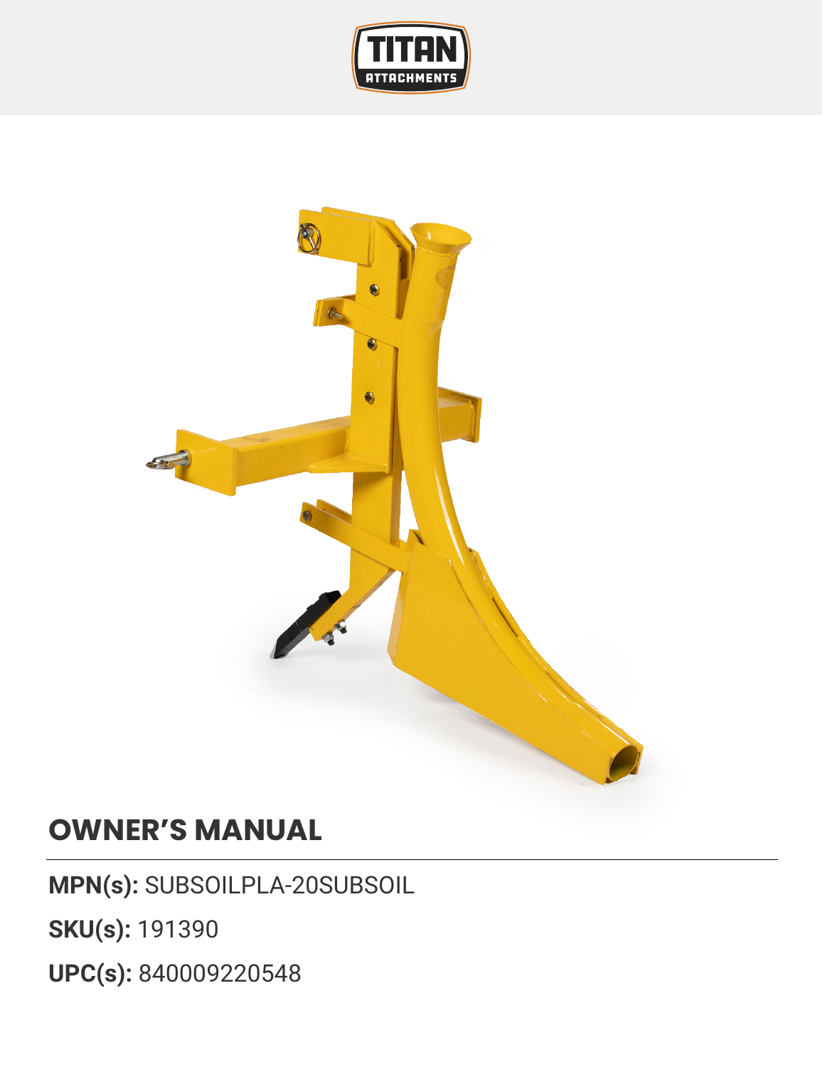# OWNER'S MANUAL

**MPN(s):** SUBSOILPLA-20SUBSOIL

**SKU(s):** 191390

**UPC(s):** 840009220548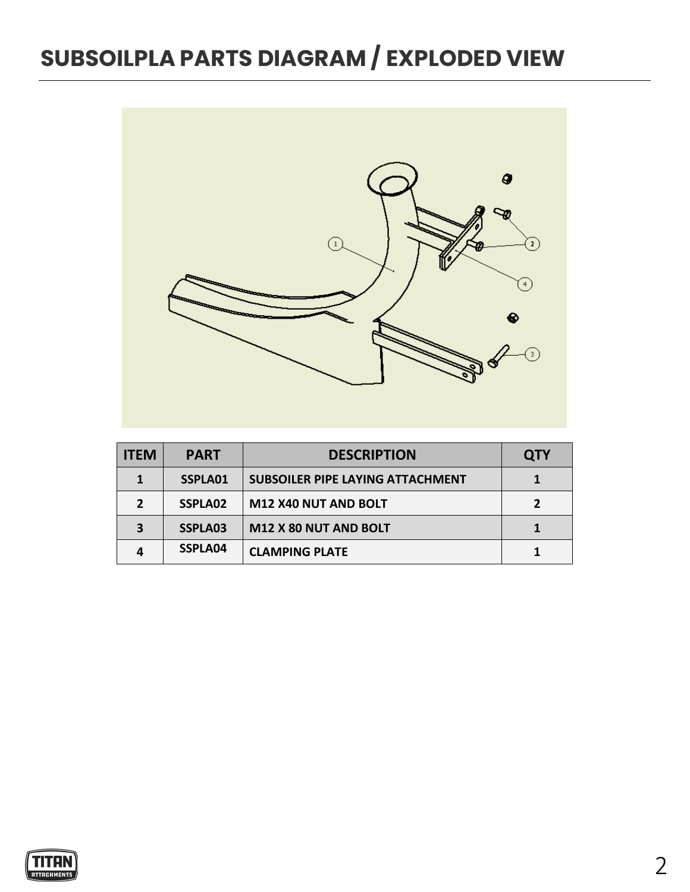# SUBSOILPLA PARTS DIAGRAM / EXPLODED VIEW

| ITEM | PART | DESCRIPTION | QTY |
|---|---|---|---|
| 1 | SSPLA01 | SUBSOILER PIPE LAYING ATTACHMENT | 1 |
| 2 | SSPLA02 | M12 X40 NUT AND BOLT | 2 |
| 3 | SSPLA03 | M12 X 80 NUT AND BOLT | 1 |
| 4 | SSPLA04 | CLAMPING PLATE | 1 |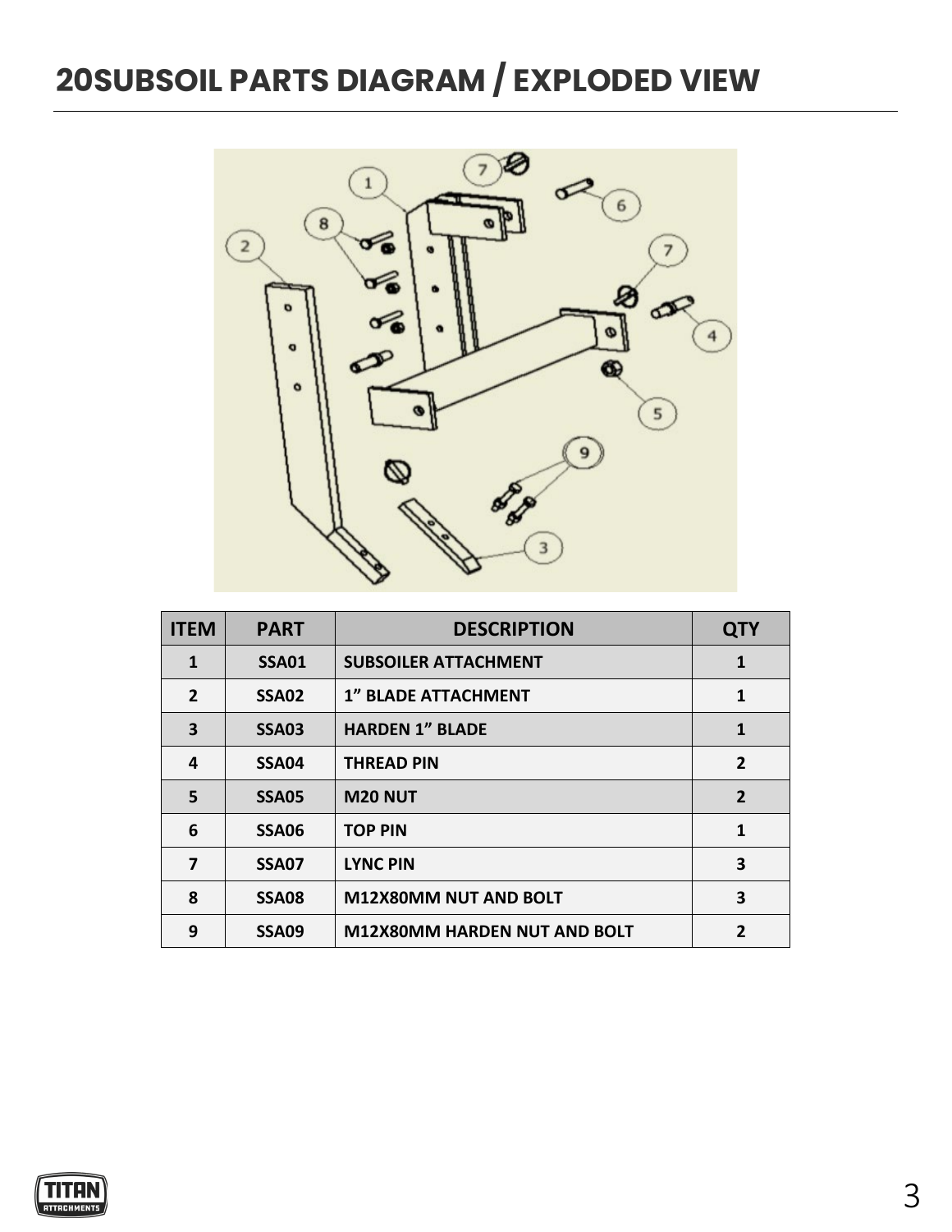# 20SUBSOIL PARTS DIAGRAM / EXPLODED VIEW

| ITEM | PART | DESCRIPTION | QTY |
|---|---|---|---|
| 1 | SSA01 | SUBSOILER ATTACHMENT | 1 |
| 2 | SSA02 | 1" BLADE ATTACHMENT | 1 |
| 3 | SSA03 | HARDEN 1" BLADE | 1 |
| 4 | SSA04 | THREAD PIN | 2 |
| 5 | SSA05 | M20 NUT | 2 |
| 6 | SSA06 | TOP PIN | 1 |
| 7 | SSA07 | LYNC PIN | 3 |
| 8 | SSA08 | M12X80MM NUT AND BOLT | 3 |
| 9 | SSA09 | M12X80MM HARDEN NUT AND BOLT | 2 |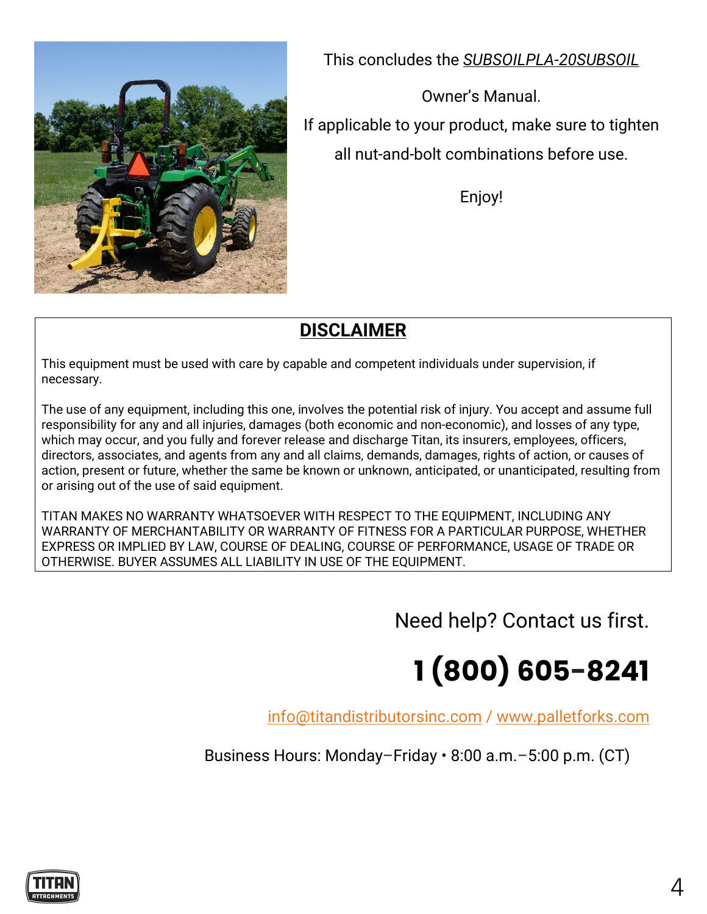This concludes the *SUBSOILPLA-20SUBSOIL*

Owner's Manual.

If applicable to your product, make sure to tighten all nut-and-bolt combinations before use.

Enjoy!

## DISCLAIMER

This equipment must be used with care by capable and competent individuals under supervision, if necessary.

The use of any equipment, including this one, involves the potential risk of injury. You accept and assume full responsibility for any and all injuries, damages (both economic and non-economic), and losses of any type, which may occur, and you fully and forever release and discharge Titan, its insurers, employees, officers, directors, associates, and agents from any and all claims, demands, damages, rights of action, or causes of action, present or future, whether the same be known or unknown, anticipated, or unanticipated, resulting from or arising out of the use of said equipment.

TITAN MAKES NO WARRANTY WHATSOEVER WITH RESPECT TO THE EQUIPMENT, INCLUDING ANY WARRANTY OF MERCHANTABILITY OR WARRANTY OF FITNESS FOR A PARTICULAR PURPOSE, WHETHER EXPRESS OR IMPLIED BY LAW, COURSE OF DEALING, COURSE OF PERFORMANCE, USAGE OF TRADE OR OTHERWISE. BUYER ASSUMES ALL LIABILITY IN USE OF THE EQUIPMENT.

Need help? Contact us first.

**1 (800) 605-8241**

info@titandistributorsinc.com / www.palletforks.com

Business Hours: Monday–Friday • 8:00 a.m.–5:00 p.m. (CT)